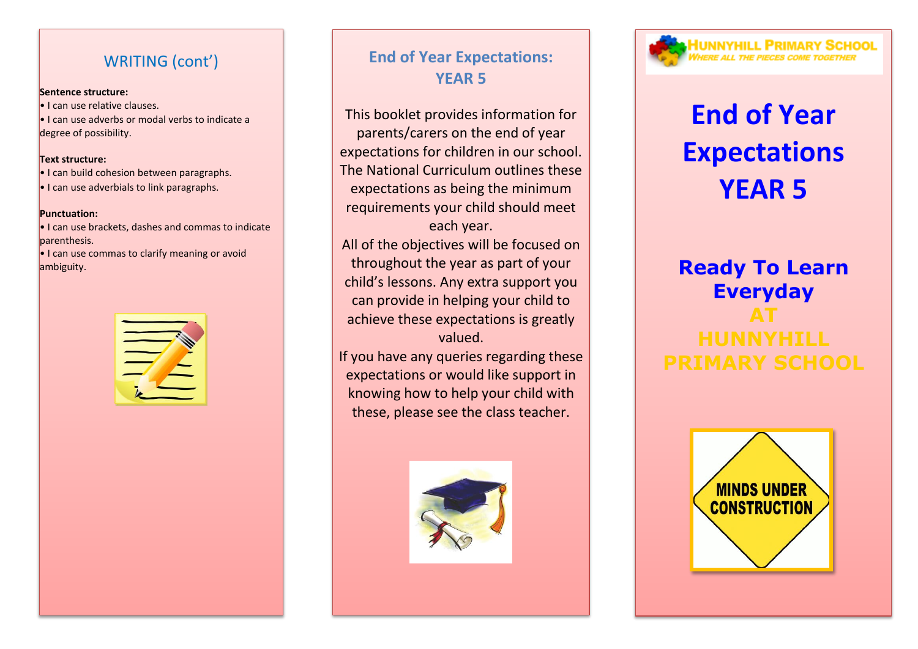## WRITING (cont')

**Sentence structure:**

- I can use relative clauses.
- I can use adverbs or modal verbs to indicate a degree of possibility.

**Text structure:**

- I can build cohesion between paragraphs.
- I can use adverbials to link paragraphs.

**Punctuation:**

- I can use brackets, dashes and commas to indicate parenthesis.
- I can use commas to clarify meaning or avoid ambiguity.

## End of Year Expectations: YEAR 5

This booklet provides information for parents/carers on the end of year expectations for children in our school. The National Curriculum outlines these expectations as being the minimum requirements your child should meet each year.

All of the objectives will be focused on throughout the year as part of your child's lessons. Any extra support you can provide in helping your child to achieve these expectations is greatly valued.

If you have any queries regarding these expectations or would like support in knowing how to help your child with these, please see the class teacher.

HUNNYHILL PRIMARY SCHOOL
*WHERE ALL THE PIECES COME TOGETHER*

# End of Year Expectations YEAR 5

**Ready To Learn Everyday AT HUNNYHILL PRIMARY SCHOOL**

MINDS UNDER CONSTRUCTION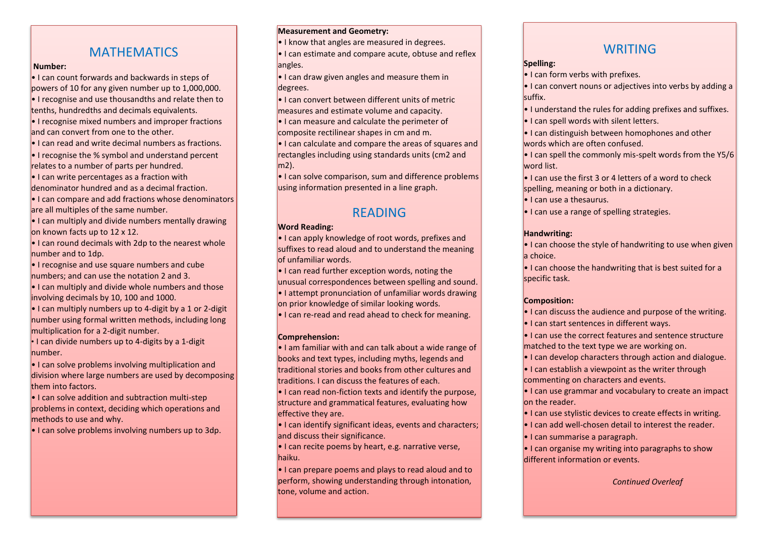## MATHEMATICS

**Number:**

- I can count forwards and backwards in steps of powers of 10 for any given number up to 1,000,000.
- I recognise and use thousandths and relate then to tenths, hundredths and decimals equivalents.
- I recognise mixed numbers and improper fractions and can convert from one to the other.
- I can read and write decimal numbers as fractions.
- I recognise the % symbol and understand percent relates to a number of parts per hundred.
- I can write percentages as a fraction with denominator hundred and as a decimal fraction.
- I can compare and add fractions whose denominators are all multiples of the same number.
- I can multiply and divide numbers mentally drawing on known facts up to 12 x 12.
- I can round decimals with 2dp to the nearest whole number and to 1dp.
- I recognise and use square numbers and cube numbers; and can use the notation 2 and 3.
- I can multiply and divide whole numbers and those involving decimals by 10, 100 and 1000.
- I can multiply numbers up to 4-digit by a 1 or 2-digit number using formal written methods, including long multiplication for a 2-digit number.
- I can divide numbers up to 4-digits by a 1-digit number.
- I can solve problems involving multiplication and division where large numbers are used by decomposing them into factors.
- I can solve addition and subtraction multi-step problems in context, deciding which operations and methods to use and why.
- I can solve problems involving numbers up to 3dp.

**Measurement and Geometry:**

- I know that angles are measured in degrees.
- I can estimate and compare acute, obtuse and reflex angles.
- I can draw given angles and measure them in degrees.
- I can convert between different units of metric measures and estimate volume and capacity.
- I can measure and calculate the perimeter of composite rectilinear shapes in cm and m.
- I can calculate and compare the areas of squares and rectangles including using standards units (cm2 and m2).
- I can solve comparison, sum and difference problems using information presented in a line graph.

## READING

**Word Reading:**

- I can apply knowledge of root words, prefixes and suffixes to read aloud and to understand the meaning of unfamiliar words.
- I can read further exception words, noting the unusual correspondences between spelling and sound.
- I attempt pronunciation of unfamiliar words drawing on prior knowledge of similar looking words.
- I can re-read and read ahead to check for meaning.

**Comprehension:**

- I am familiar with and can talk about a wide range of books and text types, including myths, legends and traditional stories and books from other cultures and traditions. I can discuss the features of each.
- I can read non-fiction texts and identify the purpose, structure and grammatical features, evaluating how effective they are.
- I can identify significant ideas, events and characters; and discuss their significance.
- I can recite poems by heart, e.g. narrative verse, haiku.
- I can prepare poems and plays to read aloud and to perform, showing understanding through intonation, tone, volume and action.

## WRITING

**Spelling:**

- I can form verbs with prefixes.
- I can convert nouns or adjectives into verbs by adding a suffix.
- I understand the rules for adding prefixes and suffixes.
- I can spell words with silent letters.
- I can distinguish between homophones and other words which are often confused.
- I can spell the commonly mis-spelt words from the Y5/6 word list.
- I can use the first 3 or 4 letters of a word to check spelling, meaning or both in a dictionary.
- I can use a thesaurus.
- I can use a range of spelling strategies.

**Handwriting:**

- I can choose the style of handwriting to use when given a choice.
- I can choose the handwriting that is best suited for a specific task.

**Composition:**

- I can discuss the audience and purpose of the writing.
- I can start sentences in different ways.
- I can use the correct features and sentence structure matched to the text type we are working on.
- I can develop characters through action and dialogue.
- I can establish a viewpoint as the writer through commenting on characters and events.
- I can use grammar and vocabulary to create an impact on the reader.
- I can use stylistic devices to create effects in writing.
- I can add well-chosen detail to interest the reader.
- I can summarise a paragraph.
- I can organise my writing into paragraphs to show different information or events.

*Continued Overleaf*